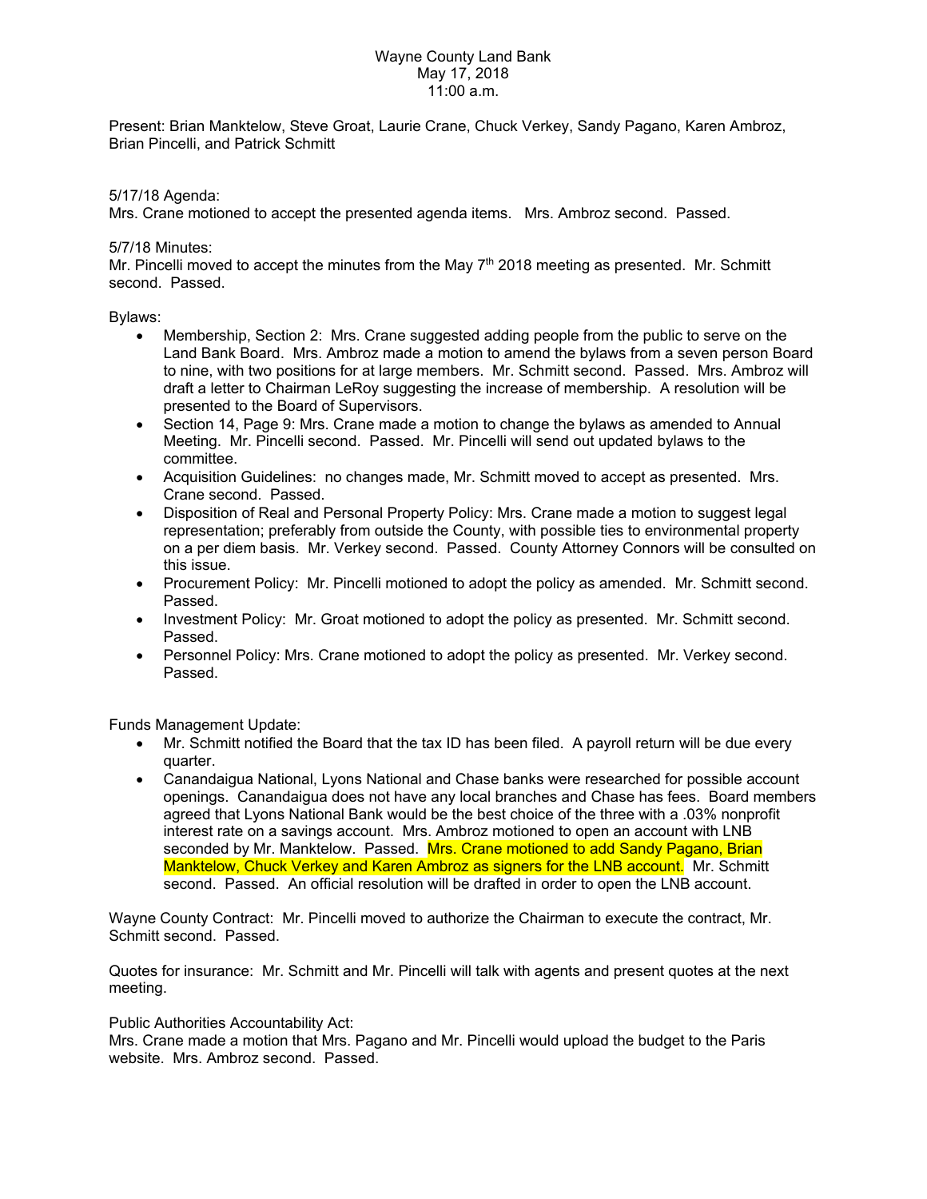Wayne County Land Bank
May 17, 2018
11:00 a.m.

Present: Brian Manktelow, Steve Groat, Laurie Crane, Chuck Verkey, Sandy Pagano, Karen Ambroz, Brian Pincelli, and Patrick Schmitt

5/17/18 Agenda:
Mrs. Crane motioned to accept the presented agenda items. Mrs. Ambroz second. Passed.

5/7/18 Minutes:
Mr. Pincelli moved to accept the minutes from the May 7th 2018 meeting as presented. Mr. Schmitt second. Passed.

Bylaws:

- Membership, Section 2: Mrs. Crane suggested adding people from the public to serve on the Land Bank Board. Mrs. Ambroz made a motion to amend the bylaws from a seven person Board to nine, with two positions for at large members. Mr. Schmitt second. Passed. Mrs. Ambroz will draft a letter to Chairman LeRoy suggesting the increase of membership. A resolution will be presented to the Board of Supervisors.
- Section 14, Page 9: Mrs. Crane made a motion to change the bylaws as amended to Annual Meeting. Mr. Pincelli second. Passed. Mr. Pincelli will send out updated bylaws to the committee.
- Acquisition Guidelines: no changes made, Mr. Schmitt moved to accept as presented. Mrs. Crane second. Passed.
- Disposition of Real and Personal Property Policy: Mrs. Crane made a motion to suggest legal representation; preferably from outside the County, with possible ties to environmental property on a per diem basis. Mr. Verkey second. Passed. County Attorney Connors will be consulted on this issue.
- Procurement Policy: Mr. Pincelli motioned to adopt the policy as amended. Mr. Schmitt second. Passed.
- Investment Policy: Mr. Groat motioned to adopt the policy as presented. Mr. Schmitt second. Passed.
- Personnel Policy: Mrs. Crane motioned to adopt the policy as presented. Mr. Verkey second. Passed.

Funds Management Update:

- Mr. Schmitt notified the Board that the tax ID has been filed. A payroll return will be due every quarter.
- Canandaigua National, Lyons National and Chase banks were researched for possible account openings. Canandaigua does not have any local branches and Chase has fees. Board members agreed that Lyons National Bank would be the best choice of the three with a .03% nonprofit interest rate on a savings account. Mrs. Ambroz motioned to open an account with LNB seconded by Mr. Manktelow. Passed. Mrs. Crane motioned to add Sandy Pagano, Brian Manktelow, Chuck Verkey and Karen Ambroz as signers for the LNB account. Mr. Schmitt second. Passed. An official resolution will be drafted in order to open the LNB account.

Wayne County Contract: Mr. Pincelli moved to authorize the Chairman to execute the contract, Mr. Schmitt second. Passed.

Quotes for insurance: Mr. Schmitt and Mr. Pincelli will talk with agents and present quotes at the next meeting.

Public Authorities Accountability Act:
Mrs. Crane made a motion that Mrs. Pagano and Mr. Pincelli would upload the budget to the Paris website. Mrs. Ambroz second. Passed.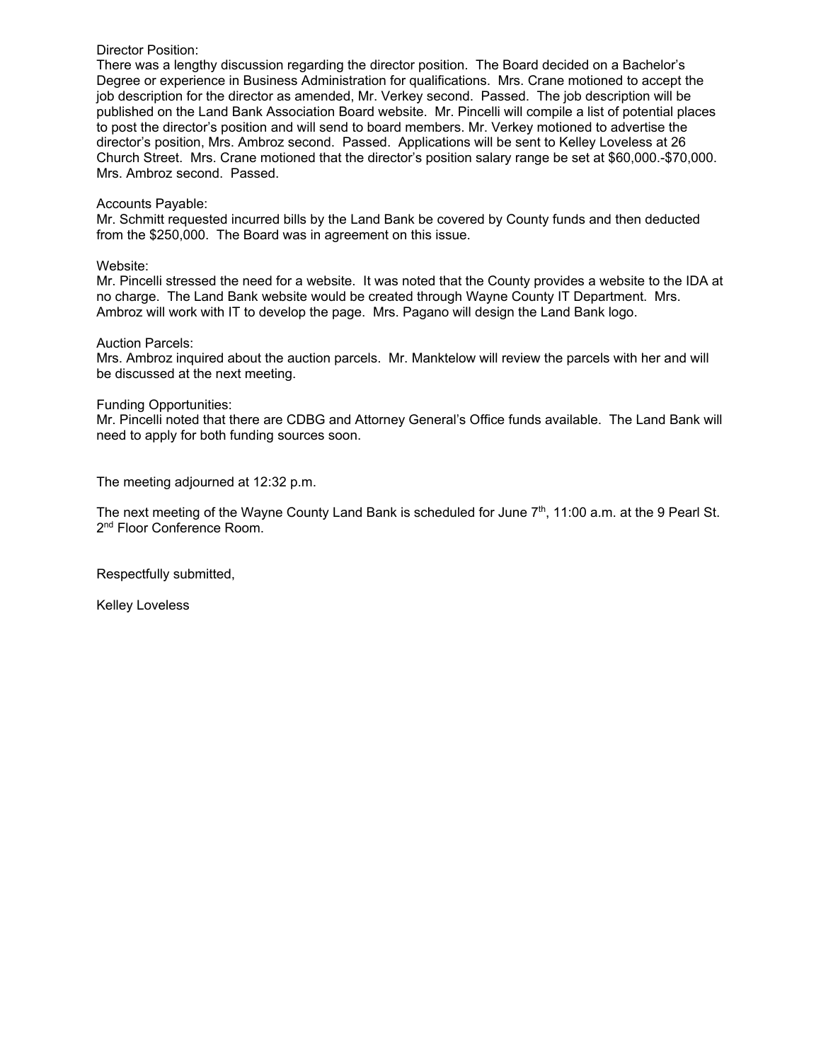Director Position:
There was a lengthy discussion regarding the director position. The Board decided on a Bachelor's Degree or experience in Business Administration for qualifications. Mrs. Crane motioned to accept the job description for the director as amended, Mr. Verkey second. Passed. The job description will be published on the Land Bank Association Board website. Mr. Pincelli will compile a list of potential places to post the director's position and will send to board members. Mr. Verkey motioned to advertise the director's position, Mrs. Ambroz second. Passed. Applications will be sent to Kelley Loveless at 26 Church Street. Mrs. Crane motioned that the director's position salary range be set at $60,000.-$70,000. Mrs. Ambroz second. Passed.

Accounts Payable:
Mr. Schmitt requested incurred bills by the Land Bank be covered by County funds and then deducted from the $250,000. The Board was in agreement on this issue.

Website:
Mr. Pincelli stressed the need for a website. It was noted that the County provides a website to the IDA at no charge. The Land Bank website would be created through Wayne County IT Department. Mrs. Ambroz will work with IT to develop the page. Mrs. Pagano will design the Land Bank logo.

Auction Parcels:
Mrs. Ambroz inquired about the auction parcels. Mr. Manktelow will review the parcels with her and will be discussed at the next meeting.

Funding Opportunities:
Mr. Pincelli noted that there are CDBG and Attorney General's Office funds available. The Land Bank will need to apply for both funding sources soon.

The meeting adjourned at 12:32 p.m.

The next meeting of the Wayne County Land Bank is scheduled for June 7th, 11:00 a.m. at the 9 Pearl St. 2nd Floor Conference Room.

Respectfully submitted,

Kelley Loveless